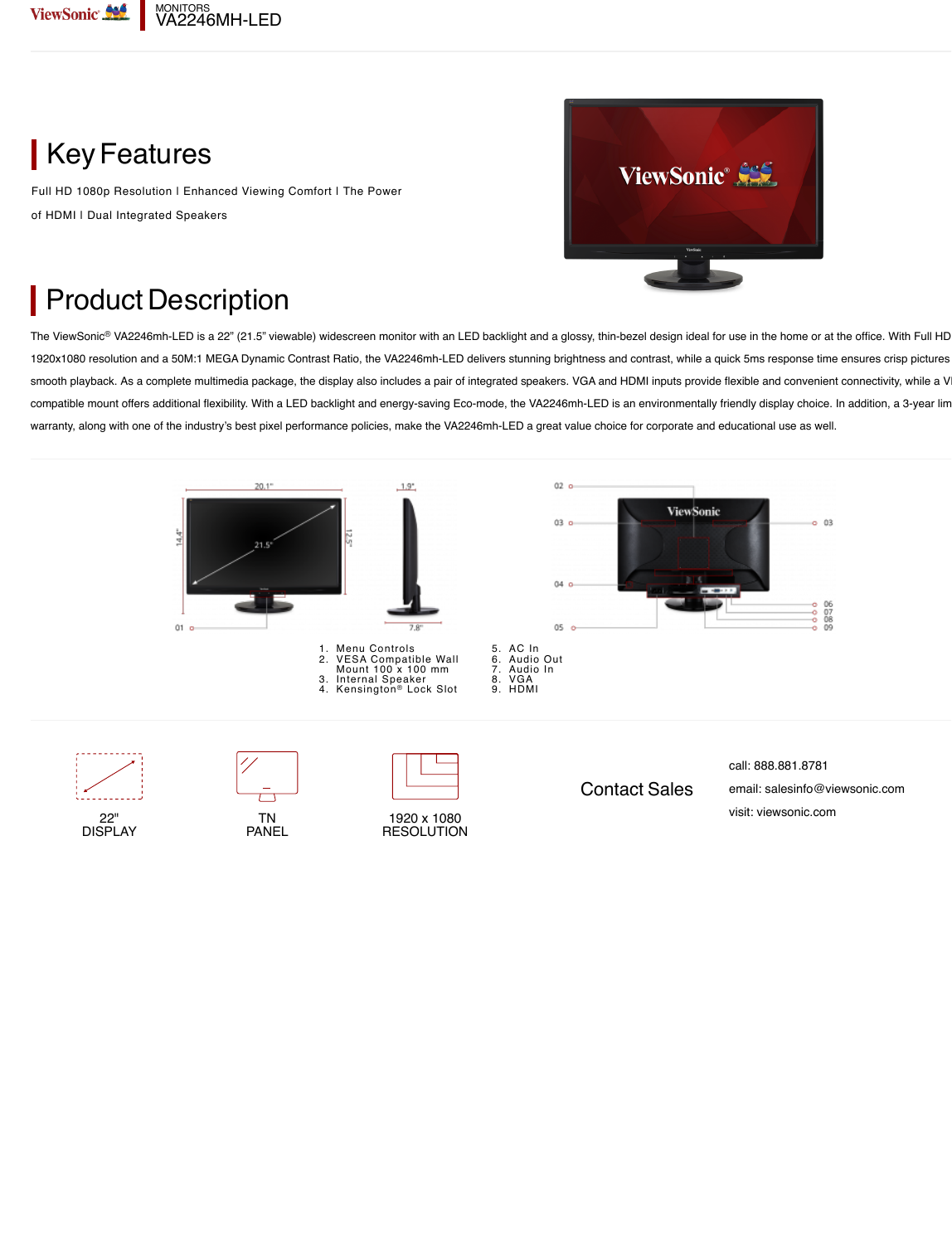MONITORS
VA2246MH-LED

## Key Features

Full HD 1080p Resolution I Enhanced Viewing Comfort I The Power of HDMI I Dual Integrated Speakers

## Product Description

The ViewSonic® VA2246mh-LED is a 22" (21.5" viewable) widescreen monitor with an LED backlight and a glossy, thin-bezel design ideal for use in the home or at the office. With Full HD 1920x1080 resolution and a 50M:1 MEGA Dynamic Contrast Ratio, the VA2246mh-LED delivers stunning brightness and contrast, while a quick 5ms response time ensures crisp pictures smooth playback. As a complete multimedia package, the display also includes a pair of integrated speakers. VGA and HDMI inputs provide flexible and convenient connectivity, while a V compatible mount offers additional flexibility. With a LED backlight and energy-saving Eco-mode, the VA2246mh-LED is an environmentally friendly display choice. In addition, a 3-year lim warranty, along with one of the industry's best pixel performance policies, make the VA2246mh-LED a great value choice for corporate and educational use as well.

20.1" | 1.9" | 14.4" | 12.5" | 21.5" | 7.8"

1. Menu Controls
2. VESA Compatible Wall Mount 100 x 100 mm
3. Internal Speaker
4. Kensington® Lock Slot
5. AC In
6. Audio Out
7. Audio In
8. VGA
9. HDMI

22" DISPLAY

TN PANEL

1920 x 1080 RESOLUTION

Contact Sales

call: 888.881.8781

email: salesinfo@viewsonic.com

visit: viewsonic.com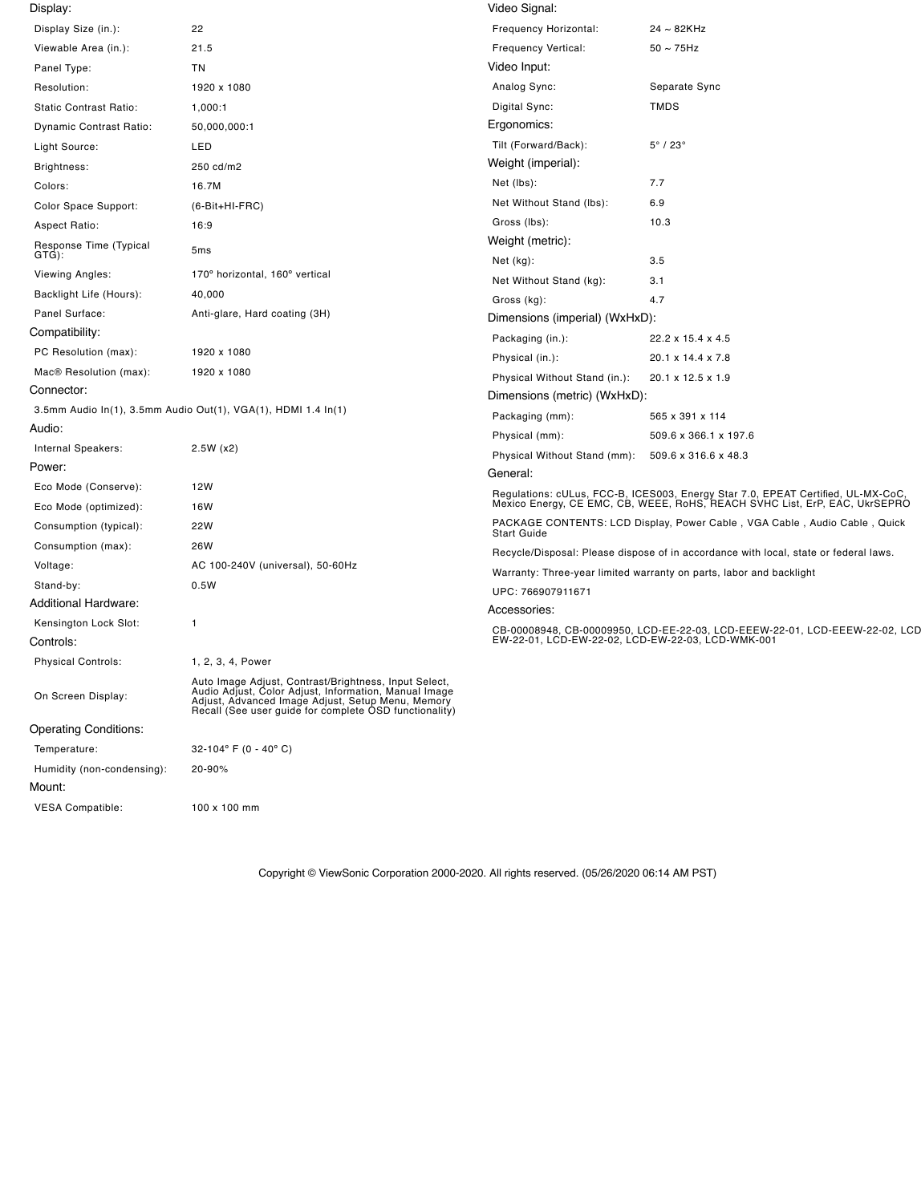## Display:

| | |
|---|---|
| Display Size (in.): | 22 |
| Viewable Area (in.): | 21.5 |
| Panel Type: | TN |
| Resolution: | 1920 x 1080 |
| Static Contrast Ratio: | 1,000:1 |
| Dynamic Contrast Ratio: | 50,000,000:1 |
| Light Source: | LED |
| Brightness: | 250 cd/m2 |
| Colors: | 16.7M |
| Color Space Support: | (6-Bit+HI-FRC) |
| Aspect Ratio: | 16:9 |
| Response Time (Typical GTG): | 5ms |
| Viewing Angles: | 170° horizontal, 160° vertical |
| Backlight Life (Hours): | 40,000 |
| Panel Surface: | Anti-glare, Hard coating (3H) |

## Compatibility:

| | |
|---|---|
| PC Resolution (max): | 1920 x 1080 |
| Mac® Resolution (max): | 1920 x 1080 |

## Connector:

3.5mm Audio In(1), 3.5mm Audio Out(1), VGA(1), HDMI 1.4 In(1)

## Audio:

| | |
|---|---|
| Internal Speakers: | 2.5W (x2) |

## Power:

| | |
|---|---|
| Eco Mode (Conserve): | 12W |
| Eco Mode (optimized): | 16W |
| Consumption (typical): | 22W |
| Consumption (max): | 26W |
| Voltage: | AC 100-240V (universal), 50-60Hz |
| Stand-by: | 0.5W |

## Additional Hardware:

| | |
|---|---|
| Kensington Lock Slot: | 1 |

## Controls:

| | |
|---|---|
| Physical Controls: | 1, 2, 3, 4, Power |
| On Screen Display: | Auto Image Adjust, Contrast/Brightness, Input Select, Audio Adjust, Color Adjust, Information, Manual Image Adjust, Advanced Image Adjust, Setup Menu, Memory Recall (See user guide for complete OSD functionality) |

## Operating Conditions:

| | |
|---|---|
| Temperature: | 32-104° F (0 - 40° C) |
| Humidity (non-condensing): | 20-90% |

## Mount:

| | |
|---|---|
| VESA Compatible: | 100 x 100 mm |

## Video Signal:

| | |
|---|---|
| Frequency Horizontal: | 24 ~ 82KHz |
| Frequency Vertical: | 50 ~ 75Hz |

## Video Input:

| | |
|---|---|
| Analog Sync: | Separate Sync |
| Digital Sync: | TMDS |

## Ergonomics:

| | |
|---|---|
| Tilt (Forward/Back): | 5° / 23° |

## Weight (imperial):

| | |
|---|---|
| Net (lbs): | 7.7 |
| Net Without Stand (lbs): | 6.9 |
| Gross (lbs): | 10.3 |

## Weight (metric):

| | |
|---|---|
| Net (kg): | 3.5 |
| Net Without Stand (kg): | 3.1 |
| Gross (kg): | 4.7 |

## Dimensions (imperial) (WxHxD):

| | |
|---|---|
| Packaging (in.): | 22.2 x 15.4 x 4.5 |
| Physical (in.): | 20.1 x 14.4 x 7.8 |
| Physical Without Stand (in.): | 20.1 x 12.5 x 1.9 |

## Dimensions (metric) (WxHxD):

| | |
|---|---|
| Packaging (mm): | 565 x 391 x 114 |
| Physical (mm): | 509.6 x 366.1 x 197.6 |
| Physical Without Stand (mm): | 509.6 x 316.6 x 48.3 |

## General:

Regulations: cULus, FCC-B, ICES003, Energy Star 7.0, EPEAT Certified, UL-MX-CoC, Mexico Energy, CE EMC, CB, WEEE, RoHS, REACH SVHC List, ErP, EAC, UkrSEPRO

PACKAGE CONTENTS: LCD Display, Power Cable , VGA Cable , Audio Cable , Quick Start Guide

Recycle/Disposal: Please dispose of in accordance with local, state or federal laws.

Warranty: Three-year limited warranty on parts, labor and backlight

UPC: 766907911671

## Accessories:

CB-00008948, CB-00009950, LCD-EE-22-03, LCD-EEEW-22-01, LCD-EEEW-22-02, LCD-EW-22-01, LCD-EW-22-02, LCD-EW-22-03, LCD-WMK-001

Copyright © ViewSonic Corporation 2000-2020. All rights reserved. (05/26/2020 06:14 AM PST)